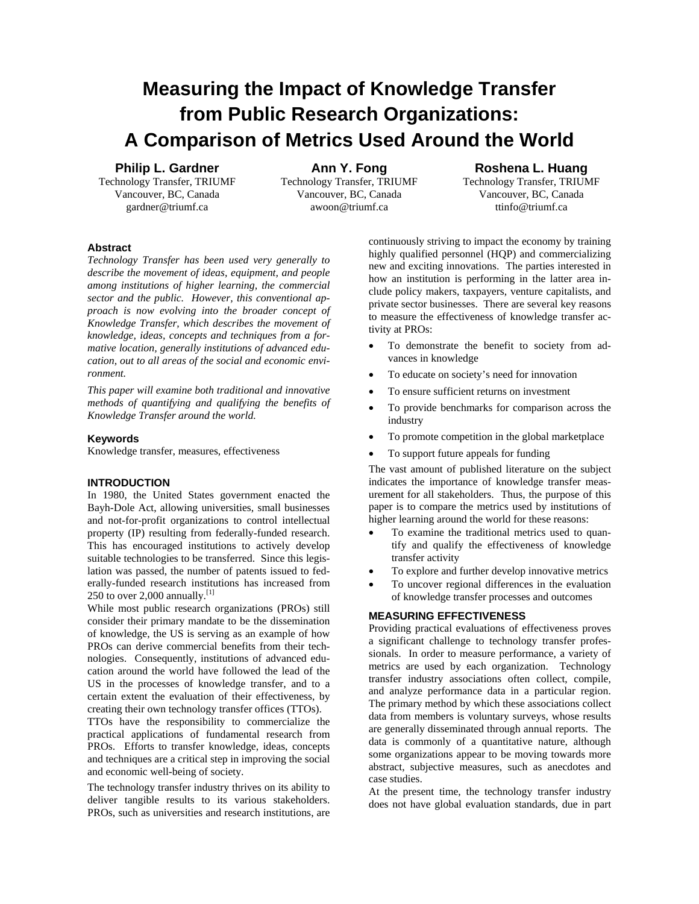# Measuring the Impact of Knowledge Transfer from Public Research Organizations: A Comparison of Metrics Used Around the World

**Philip L. Gardner**
Technology Transfer, TRIUMF
Vancouver, BC, Canada
gardner@triumf.ca

**Ann Y. Fong**
Technology Transfer, TRIUMF
Vancouver, BC, Canada
awoon@triumf.ca

**Roshena L. Huang**
Technology Transfer, TRIUMF
Vancouver, BC, Canada
ttinfo@triumf.ca

### Abstract

*Technology Transfer has been used very generally to describe the movement of ideas, equipment, and people among institutions of higher learning, the commercial sector and the public. However, this conventional approach is now evolving into the broader concept of Knowledge Transfer, which describes the movement of knowledge, ideas, concepts and techniques from a formative location, generally institutions of advanced education, out to all areas of the social and economic environment.*

*This paper will examine both traditional and innovative methods of quantifying and qualifying the benefits of Knowledge Transfer around the world.*

### Keywords

Knowledge transfer, measures, effectiveness

## INTRODUCTION

In 1980, the United States government enacted the Bayh-Dole Act, allowing universities, small businesses and not-for-profit organizations to control intellectual property (IP) resulting from federally-funded research. This has encouraged institutions to actively develop suitable technologies to be transferred. Since this legislation was passed, the number of patents issued to federally-funded research institutions has increased from 250 to over 2,000 annually.[1]

While most public research organizations (PROs) still consider their primary mandate to be the dissemination of knowledge, the US is serving as an example of how PROs can derive commercial benefits from their technologies. Consequently, institutions of advanced education around the world have followed the lead of the US in the processes of knowledge transfer, and to a certain extent the evaluation of their effectiveness, by creating their own technology transfer offices (TTOs).

TTOs have the responsibility to commercialize the practical applications of fundamental research from PROs. Efforts to transfer knowledge, ideas, concepts and techniques are a critical step in improving the social and economic well-being of society.

The technology transfer industry thrives on its ability to deliver tangible results to its various stakeholders. PROs, such as universities and research institutions, are continuously striving to impact the economy by training highly qualified personnel (HQP) and commercializing new and exciting innovations. The parties interested in how an institution is performing in the latter area include policy makers, taxpayers, venture capitalists, and private sector businesses. There are several key reasons to measure the effectiveness of knowledge transfer activity at PROs:

- To demonstrate the benefit to society from advances in knowledge
- To educate on society's need for innovation
- To ensure sufficient returns on investment
- To provide benchmarks for comparison across the industry
- To promote competition in the global marketplace
- To support future appeals for funding

The vast amount of published literature on the subject indicates the importance of knowledge transfer measurement for all stakeholders. Thus, the purpose of this paper is to compare the metrics used by institutions of higher learning around the world for these reasons:

- To examine the traditional metrics used to quantify and qualify the effectiveness of knowledge transfer activity
- To explore and further develop innovative metrics
- To uncover regional differences in the evaluation of knowledge transfer processes and outcomes

## MEASURING EFFECTIVENESS

Providing practical evaluations of effectiveness proves a significant challenge to technology transfer professionals. In order to measure performance, a variety of metrics are used by each organization. Technology transfer industry associations often collect, compile, and analyze performance data in a particular region. The primary method by which these associations collect data from members is voluntary surveys, whose results are generally disseminated through annual reports. The data is commonly of a quantitative nature, although some organizations appear to be moving towards more abstract, subjective measures, such as anecdotes and case studies.

At the present time, the technology transfer industry does not have global evaluation standards, due in part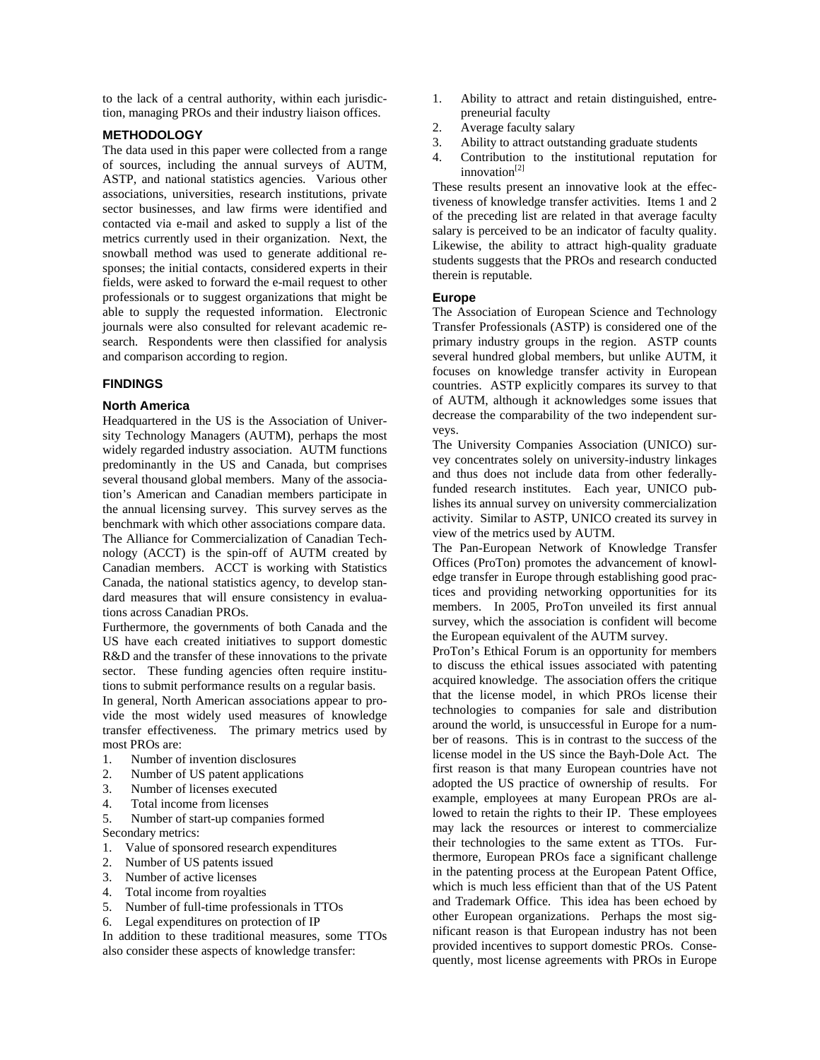to the lack of a central authority, within each jurisdiction, managing PROs and their industry liaison offices.

## METHODOLOGY

The data used in this paper were collected from a range of sources, including the annual surveys of AUTM, ASTP, and national statistics agencies. Various other associations, universities, research institutions, private sector businesses, and law firms were identified and contacted via e-mail and asked to supply a list of the metrics currently used in their organization. Next, the snowball method was used to generate additional responses; the initial contacts, considered experts in their fields, were asked to forward the e-mail request to other professionals or to suggest organizations that might be able to supply the requested information. Electronic journals were also consulted for relevant academic research. Respondents were then classified for analysis and comparison according to region.

## FINDINGS

### North America

Headquartered in the US is the Association of University Technology Managers (AUTM), perhaps the most widely regarded industry association. AUTM functions predominantly in the US and Canada, but comprises several thousand global members. Many of the association's American and Canadian members participate in the annual licensing survey. This survey serves as the benchmark with which other associations compare data.

The Alliance for Commercialization of Canadian Technology (ACCT) is the spin-off of AUTM created by Canadian members. ACCT is working with Statistics Canada, the national statistics agency, to develop standard measures that will ensure consistency in evaluations across Canadian PROs.

Furthermore, the governments of both Canada and the US have each created initiatives to support domestic R&D and the transfer of these innovations to the private sector. These funding agencies often require institutions to submit performance results on a regular basis.

In general, North American associations appear to provide the most widely used measures of knowledge transfer effectiveness. The primary metrics used by most PROs are:

1. Number of invention disclosures
2. Number of US patent applications
3. Number of licenses executed
4. Total income from licenses
5. Number of start-up companies formed

Secondary metrics:

1. Value of sponsored research expenditures
2. Number of US patents issued
3. Number of active licenses
4. Total income from royalties
5. Number of full-time professionals in TTOs
6. Legal expenditures on protection of IP

In addition to these traditional measures, some TTOs also consider these aspects of knowledge transfer:

1. Ability to attract and retain distinguished, entrepreneurial faculty
2. Average faculty salary
3. Ability to attract outstanding graduate students
4. Contribution to the institutional reputation for innovation[2]

These results present an innovative look at the effectiveness of knowledge transfer activities. Items 1 and 2 of the preceding list are related in that average faculty salary is perceived to be an indicator of faculty quality. Likewise, the ability to attract high-quality graduate students suggests that the PROs and research conducted therein is reputable.

### Europe

The Association of European Science and Technology Transfer Professionals (ASTP) is considered one of the primary industry groups in the region. ASTP counts several hundred global members, but unlike AUTM, it focuses on knowledge transfer activity in European countries. ASTP explicitly compares its survey to that of AUTM, although it acknowledges some issues that decrease the comparability of the two independent surveys.

The University Companies Association (UNICO) survey concentrates solely on university-industry linkages and thus does not include data from other federally-funded research institutes. Each year, UNICO publishes its annual survey on university commercialization activity. Similar to ASTP, UNICO created its survey in view of the metrics used by AUTM.

The Pan-European Network of Knowledge Transfer Offices (ProTon) promotes the advancement of knowledge transfer in Europe through establishing good practices and providing networking opportunities for its members. In 2005, ProTon unveiled its first annual survey, which the association is confident will become the European equivalent of the AUTM survey.

ProTon's Ethical Forum is an opportunity for members to discuss the ethical issues associated with patenting acquired knowledge. The association offers the critique that the license model, in which PROs license their technologies to companies for sale and distribution around the world, is unsuccessful in Europe for a number of reasons. This is in contrast to the success of the license model in the US since the Bayh-Dole Act. The first reason is that many European countries have not adopted the US practice of ownership of results. For example, employees at many European PROs are allowed to retain the rights to their IP. These employees may lack the resources or interest to commercialize their technologies to the same extent as TTOs. Furthermore, European PROs face a significant challenge in the patenting process at the European Patent Office, which is much less efficient than that of the US Patent and Trademark Office. This idea has been echoed by other European organizations. Perhaps the most significant reason is that European industry has not been provided incentives to support domestic PROs. Consequently, most license agreements with PROs in Europe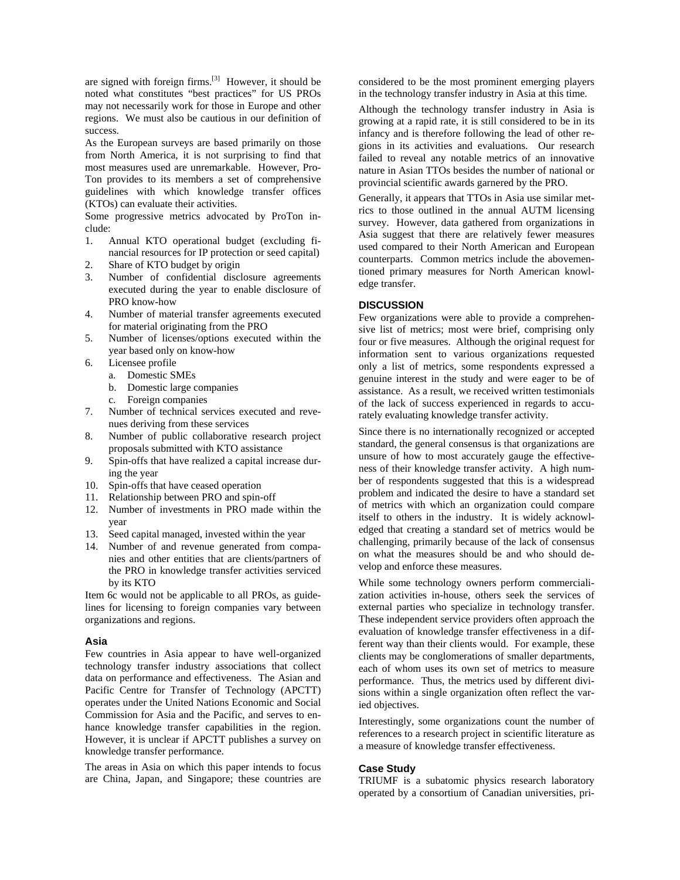are signed with foreign firms.[3] However, it should be noted what constitutes "best practices" for US PROs may not necessarily work for those in Europe and other regions. We must also be cautious in our definition of success.

As the European surveys are based primarily on those from North America, it is not surprising to find that most measures used are unremarkable. However, Pro-Ton provides to its members a set of comprehensive guidelines with which knowledge transfer offices (KTOs) can evaluate their activities.

Some progressive metrics advocated by ProTon include:

1. Annual KTO operational budget (excluding financial resources for IP protection or seed capital)
2. Share of KTO budget by origin
3. Number of confidential disclosure agreements executed during the year to enable disclosure of PRO know-how
4. Number of material transfer agreements executed for material originating from the PRO
5. Number of licenses/options executed within the year based only on know-how
6. Licensee profile
   a. Domestic SMEs
   b. Domestic large companies
   c. Foreign companies
7. Number of technical services executed and revenues deriving from these services
8. Number of public collaborative research project proposals submitted with KTO assistance
9. Spin-offs that have realized a capital increase during the year
10. Spin-offs that have ceased operation
11. Relationship between PRO and spin-off
12. Number of investments in PRO made within the year
13. Seed capital managed, invested within the year
14. Number of and revenue generated from companies and other entities that are clients/partners of the PRO in knowledge transfer activities serviced by its KTO

Item 6c would not be applicable to all PROs, as guidelines for licensing to foreign companies vary between organizations and regions.

### Asia

Few countries in Asia appear to have well-organized technology transfer industry associations that collect data on performance and effectiveness. The Asian and Pacific Centre for Transfer of Technology (APCTT) operates under the United Nations Economic and Social Commission for Asia and the Pacific, and serves to enhance knowledge transfer capabilities in the region. However, it is unclear if APCTT publishes a survey on knowledge transfer performance.

The areas in Asia on which this paper intends to focus are China, Japan, and Singapore; these countries are considered to be the most prominent emerging players in the technology transfer industry in Asia at this time.

Although the technology transfer industry in Asia is growing at a rapid rate, it is still considered to be in its infancy and is therefore following the lead of other regions in its activities and evaluations. Our research failed to reveal any notable metrics of an innovative nature in Asian TTOs besides the number of national or provincial scientific awards garnered by the PRO.

Generally, it appears that TTOs in Asia use similar metrics to those outlined in the annual AUTM licensing survey. However, data gathered from organizations in Asia suggest that there are relatively fewer measures used compared to their North American and European counterparts. Common metrics include the abovementioned primary measures for North American knowledge transfer.

## DISCUSSION

Few organizations were able to provide a comprehensive list of metrics; most were brief, comprising only four or five measures. Although the original request for information sent to various organizations requested only a list of metrics, some respondents expressed a genuine interest in the study and were eager to be of assistance. As a result, we received written testimonials of the lack of success experienced in regards to accurately evaluating knowledge transfer activity.

Since there is no internationally recognized or accepted standard, the general consensus is that organizations are unsure of how to most accurately gauge the effectiveness of their knowledge transfer activity. A high number of respondents suggested that this is a widespread problem and indicated the desire to have a standard set of metrics with which an organization could compare itself to others in the industry. It is widely acknowledged that creating a standard set of metrics would be challenging, primarily because of the lack of consensus on what the measures should be and who should develop and enforce these measures.

While some technology owners perform commercialization activities in-house, others seek the services of external parties who specialize in technology transfer. These independent service providers often approach the evaluation of knowledge transfer effectiveness in a different way than their clients would. For example, these clients may be conglomerations of smaller departments, each of whom uses its own set of metrics to measure performance. Thus, the metrics used by different divisions within a single organization often reflect the varied objectives.

Interestingly, some organizations count the number of references to a research project in scientific literature as a measure of knowledge transfer effectiveness.

### Case Study

TRIUMF is a subatomic physics research laboratory operated by a consortium of Canadian universities, pri-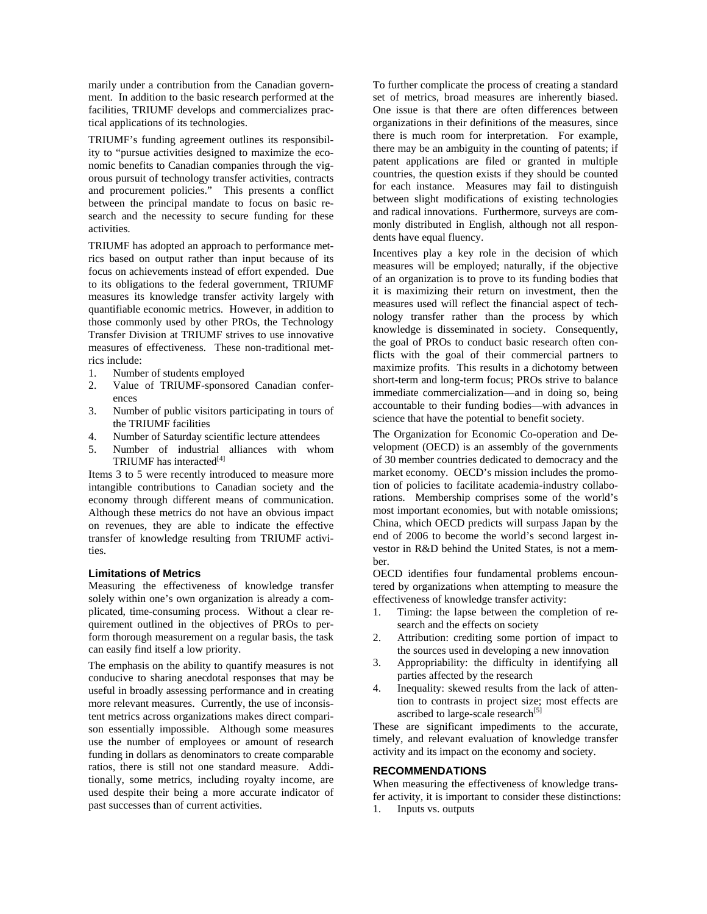marily under a contribution from the Canadian government. In addition to the basic research performed at the facilities, TRIUMF develops and commercializes practical applications of its technologies.

TRIUMF's funding agreement outlines its responsibility to "pursue activities designed to maximize the economic benefits to Canadian companies through the vigorous pursuit of technology transfer activities, contracts and procurement policies." This presents a conflict between the principal mandate to focus on basic research and the necessity to secure funding for these activities.

TRIUMF has adopted an approach to performance metrics based on output rather than input because of its focus on achievements instead of effort expended. Due to its obligations to the federal government, TRIUMF measures its knowledge transfer activity largely with quantifiable economic metrics. However, in addition to those commonly used by other PROs, the Technology Transfer Division at TRIUMF strives to use innovative measures of effectiveness. These non-traditional metrics include:

1. Number of students employed
2. Value of TRIUMF-sponsored Canadian conferences
3. Number of public visitors participating in tours of the TRIUMF facilities
4. Number of Saturday scientific lecture attendees
5. Number of industrial alliances with whom TRIUMF has interacted[4]

Items 3 to 5 were recently introduced to measure more intangible contributions to Canadian society and the economy through different means of communication. Although these metrics do not have an obvious impact on revenues, they are able to indicate the effective transfer of knowledge resulting from TRIUMF activities.

### Limitations of Metrics

Measuring the effectiveness of knowledge transfer solely within one's own organization is already a complicated, time-consuming process. Without a clear requirement outlined in the objectives of PROs to perform thorough measurement on a regular basis, the task can easily find itself a low priority.

The emphasis on the ability to quantify measures is not conducive to sharing anecdotal responses that may be useful in broadly assessing performance and in creating more relevant measures. Currently, the use of inconsistent metrics across organizations makes direct comparison essentially impossible. Although some measures use the number of employees or amount of research funding in dollars as denominators to create comparable ratios, there is still not one standard measure. Additionally, some metrics, including royalty income, are used despite their being a more accurate indicator of past successes than of current activities.

To further complicate the process of creating a standard set of metrics, broad measures are inherently biased. One issue is that there are often differences between organizations in their definitions of the measures, since there is much room for interpretation. For example, there may be an ambiguity in the counting of patents; if patent applications are filed or granted in multiple countries, the question exists if they should be counted for each instance. Measures may fail to distinguish between slight modifications of existing technologies and radical innovations. Furthermore, surveys are commonly distributed in English, although not all respondents have equal fluency.

Incentives play a key role in the decision of which measures will be employed; naturally, if the objective of an organization is to prove to its funding bodies that it is maximizing their return on investment, then the measures used will reflect the financial aspect of technology transfer rather than the process by which knowledge is disseminated in society. Consequently, the goal of PROs to conduct basic research often conflicts with the goal of their commercial partners to maximize profits. This results in a dichotomy between short-term and long-term focus; PROs strive to balance immediate commercialization—and in doing so, being accountable to their funding bodies—with advances in science that have the potential to benefit society.

The Organization for Economic Co-operation and Development (OECD) is an assembly of the governments of 30 member countries dedicated to democracy and the market economy. OECD's mission includes the promotion of policies to facilitate academia-industry collaborations. Membership comprises some of the world's most important economies, but with notable omissions; China, which OECD predicts will surpass Japan by the end of 2006 to become the world's second largest investor in R&D behind the United States, is not a member.

OECD identifies four fundamental problems encountered by organizations when attempting to measure the effectiveness of knowledge transfer activity:

1. Timing: the lapse between the completion of research and the effects on society
2. Attribution: crediting some portion of impact to the sources used in developing a new innovation
3. Appropriability: the difficulty in identifying all parties affected by the research
4. Inequality: skewed results from the lack of attention to contrasts in project size; most effects are ascribed to large-scale research[5]

These are significant impediments to the accurate, timely, and relevant evaluation of knowledge transfer activity and its impact on the economy and society.

## RECOMMENDATIONS

When measuring the effectiveness of knowledge transfer activity, it is important to consider these distinctions:

1. Inputs vs. outputs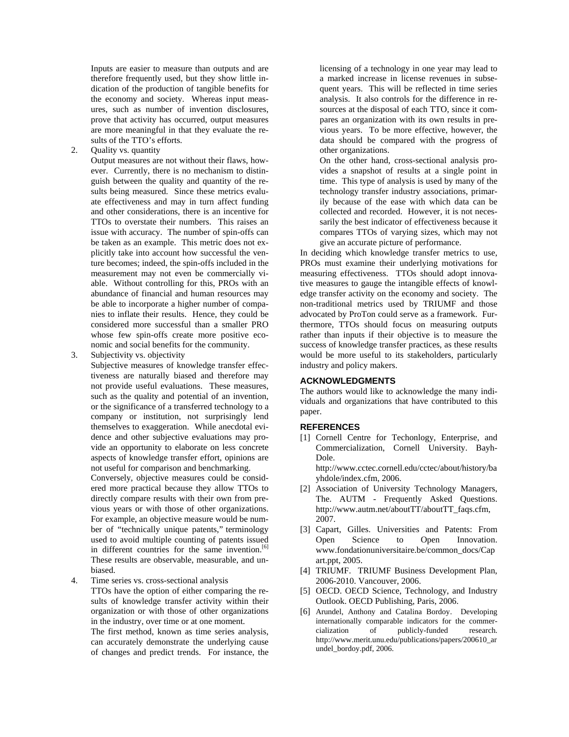Inputs are easier to measure than outputs and are therefore frequently used, but they show little indication of the production of tangible benefits for the economy and society. Whereas input measures, such as number of invention disclosures, prove that activity has occurred, output measures are more meaningful in that they evaluate the results of the TTO's efforts.

2. Quality vs. quantity

   Output measures are not without their flaws, however. Currently, there is no mechanism to distinguish between the quality and quantity of the results being measured. Since these metrics evaluate effectiveness and may in turn affect funding and other considerations, there is an incentive for TTOs to overstate their numbers. This raises an issue with accuracy. The number of spin-offs can be taken as an example. This metric does not explicitly take into account how successful the venture becomes; indeed, the spin-offs included in the measurement may not even be commercially viable. Without controlling for this, PROs with an abundance of financial and human resources may be able to incorporate a higher number of companies to inflate their results. Hence, they could be considered more successful than a smaller PRO whose few spin-offs create more positive economic and social benefits for the community.

3. Subjectivity vs. objectivity

   Subjective measures of knowledge transfer effectiveness are naturally biased and therefore may not provide useful evaluations. These measures, such as the quality and potential of an invention, or the significance of a transferred technology to a company or institution, not surprisingly lend themselves to exaggeration. While anecdotal evidence and other subjective evaluations may provide an opportunity to elaborate on less concrete aspects of knowledge transfer effort, opinions are not useful for comparison and benchmarking.

   Conversely, objective measures could be considered more practical because they allow TTOs to directly compare results with their own from previous years or with those of other organizations. For example, an objective measure would be number of "technically unique patents," terminology used to avoid multiple counting of patents issued in different countries for the same invention.[6] These results are observable, measurable, and unbiased.

4. Time series vs. cross-sectional analysis

   TTOs have the option of either comparing the results of knowledge transfer activity within their organization or with those of other organizations in the industry, over time or at one moment.

   The first method, known as time series analysis, can accurately demonstrate the underlying cause of changes and predict trends. For instance, the licensing of a technology in one year may lead to a marked increase in license revenues in subsequent years. This will be reflected in time series analysis. It also controls for the difference in resources at the disposal of each TTO, since it compares an organization with its own results in previous years. To be more effective, however, the data should be compared with the progress of other organizations.

   On the other hand, cross-sectional analysis provides a snapshot of results at a single point in time. This type of analysis is used by many of the technology transfer industry associations, primarily because of the ease with which data can be collected and recorded. However, it is not necessarily the best indicator of effectiveness because it compares TTOs of varying sizes, which may not give an accurate picture of performance.

In deciding which knowledge transfer metrics to use, PROs must examine their underlying motivations for measuring effectiveness. TTOs should adopt innovative measures to gauge the intangible effects of knowledge transfer activity on the economy and society. The non-traditional metrics used by TRIUMF and those advocated by ProTon could serve as a framework. Furthermore, TTOs should focus on measuring outputs rather than inputs if their objective is to measure the success of knowledge transfer practices, as these results would be more useful to its stakeholders, particularly industry and policy makers.

## ACKNOWLEDGMENTS

The authors would like to acknowledge the many individuals and organizations that have contributed to this paper.

## REFERENCES

[1] Cornell Centre for Techonlogy, Enterprise, and Commercialization, Cornell University. Bayh-Dole. http://www.cctec.cornell.edu/cctec/about/history/bayhdole/index.cfm, 2006.

[2] Association of University Technology Managers, The. AUTM - Frequently Asked Questions. http://www.autm.net/aboutTT/aboutTT_faqs.cfm, 2007.

[3] Capart, Gilles. Universities and Patents: From Open Science to Open Innovation. www.fondationuniversitaire.be/common_docs/Capart.ppt, 2005.

[4] TRIUMF. TRIUMF Business Development Plan, 2006-2010. Vancouver, 2006.

[5] OECD. OECD Science, Technology, and Industry Outlook. OECD Publishing, Paris, 2006.

[6] Arundel, Anthony and Catalina Bordoy. Developing internationally comparable indicators for the commercialization of publicly-funded research. http://www.merit.unu.edu/publications/papers/200610_arundel_bordoy.pdf, 2006.